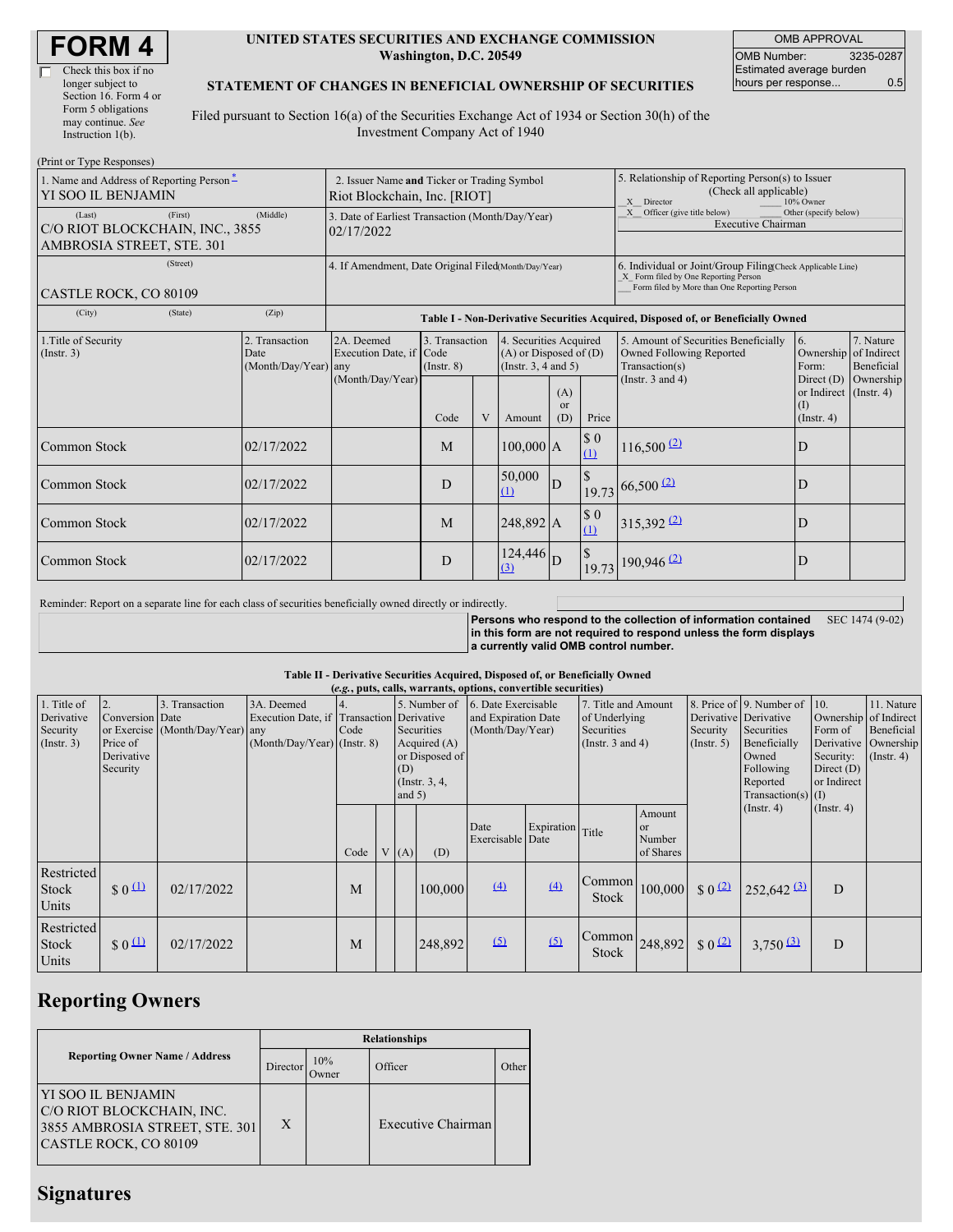# FORM 4

☐ Check this box if no longer subject to Section 16. Form 4 or Form 5 obligations may continue. *See* Instruction 1(b).

**UNITED STATES SECURITIES AND EXCHANGE COMMISSION**
**Washington, D.C. 20549**

**STATEMENT OF CHANGES IN BENEFICIAL OWNERSHIP OF SECURITIES**

Filed pursuant to Section 16(a) of the Securities Exchange Act of 1934 or Section 30(h) of the Investment Company Act of 1940

| OMB APPROVAL | |
|---|---|
| OMB Number: | 3235-0287 |
| Estimated average burden hours per response... | 0.5 |

(Print or Type Responses)

| 1. Name and Address of Reporting Person * | 2. Issuer Name and Ticker or Trading Symbol | 5. Relationship of Reporting Person(s) to Issuer (Check all applicable) |
|---|---|---|
| YI SOO IL BENJAMIN | Riot Blockchain, Inc. [RIOT] | _X_ Director ___ 10% Owner |
| (Last) (First) (Middle) C/O RIOT BLOCKCHAIN, INC., 3855 AMBROSIA STREET, STE. 301 | 3. Date of Earliest Transaction (Month/Day/Year) 02/17/2022 | _X_ Officer (give title below) ___ Other (specify below) Executive Chairman |
| (Street) CASTLE ROCK, CO 80109 | 4. If Amendment, Date Original Filed(Month/Day/Year) | 6. Individual or Joint/Group Filing(Check Applicable Line) _X_ Form filed by One Reporting Person ___ Form filed by More than One Reporting Person |
| (City) (State) (Zip) | | |

**Table I - Non-Derivative Securities Acquired, Disposed of, or Beneficially Owned**

| 1.Title of Security (Instr. 3) | 2. Transaction Date (Month/Day/Year) | 2A. Deemed Execution Date, if any (Month/Day/Year) | 3. Transaction Code (Instr. 8) Code | V | 4. Securities Acquired (A) or Disposed of (D) (Instr. 3, 4 and 5) Amount | (A) or (D) | Price | 5. Amount of Securities Beneficially Owned Following Reported Transaction(s) (Instr. 3 and 4) | 6. Ownership Form: Direct (D) or Indirect (I) (Instr. 4) | 7. Nature of Indirect Beneficial Ownership (Instr. 4) |
|---|---|---|---|---|---|---|---|---|---|---|
| Common Stock | 02/17/2022 | | M | | 100,000 | A | $ 0 (1) | 116,500 (2) | D | |
| Common Stock | 02/17/2022 | | D | | 50,000 (1) | D | $ 19.73 | 66,500 (2) | D | |
| Common Stock | 02/17/2022 | | M | | 248,892 | A | $ 0 (1) | 315,392 (2) | D | |
| Common Stock | 02/17/2022 | | D | | 124,446 (3) | D | $ 19.73 | 190,946 (2) | D | |

Reminder: Report on a separate line for each class of securities beneficially owned directly or indirectly.

**Persons who respond to the collection of information contained in this form are not required to respond unless the form displays a currently valid OMB control number.** SEC 1474 (9-02)

**Table II - Derivative Securities Acquired, Disposed of, or Beneficially Owned**
**(*e.g.*, puts, calls, warrants, options, convertible securities)**

| 1. Title of Derivative Security (Instr. 3) | 2. Conversion or Exercise Price of Derivative Security | 3. Transaction Date (Month/Day/Year) | 3A. Deemed Execution Date, if any (Month/Day/Year) | 4. Transaction Code (Instr. 8) Code | V | 5. Number of Derivative Securities Acquired (A) or Disposed of (D) (Instr. 3, 4, and 5) (A) | (D) | 6. Date Exercisable and Expiration Date (Month/Day/Year) Date Exercisable | Expiration Date | 7. Title and Amount of Underlying Securities (Instr. 3 and 4) Title | Amount or Number of Shares | 8. Price of Derivative Security (Instr. 5) | 9. Number of Derivative Securities Beneficially Owned Following Reported Transaction(s) (Instr. 4) | 10. Ownership Form of Derivative Security: Direct (D) or Indirect (I) (Instr. 4) | 11. Nature of Indirect Beneficial Ownership (Instr. 4) |
|---|---|---|---|---|---|---|---|---|---|---|---|---|---|---|---|
| Restricted Stock Units | $ 0 (1) | 02/17/2022 | | M | | | 100,000 | (4) | (4) | Common Stock | 100,000 | $ 0 (2) | 252,642 (3) | D | |
| Restricted Stock Units | $ 0 (1) | 02/17/2022 | | M | | | 248,892 | (5) | (5) | Common Stock | 248,892 | $ 0 (2) | 3,750 (3) | D | |

## Reporting Owners

| Reporting Owner Name / Address | Relationships: Director | 10% Owner | Officer | Other |
|---|---|---|---|---|
| YI SOO IL BENJAMIN C/O RIOT BLOCKCHAIN, INC. 3855 AMBROSIA STREET, STE. 301 CASTLE ROCK, CO 80109 | X | | Executive Chairman | |

## Signatures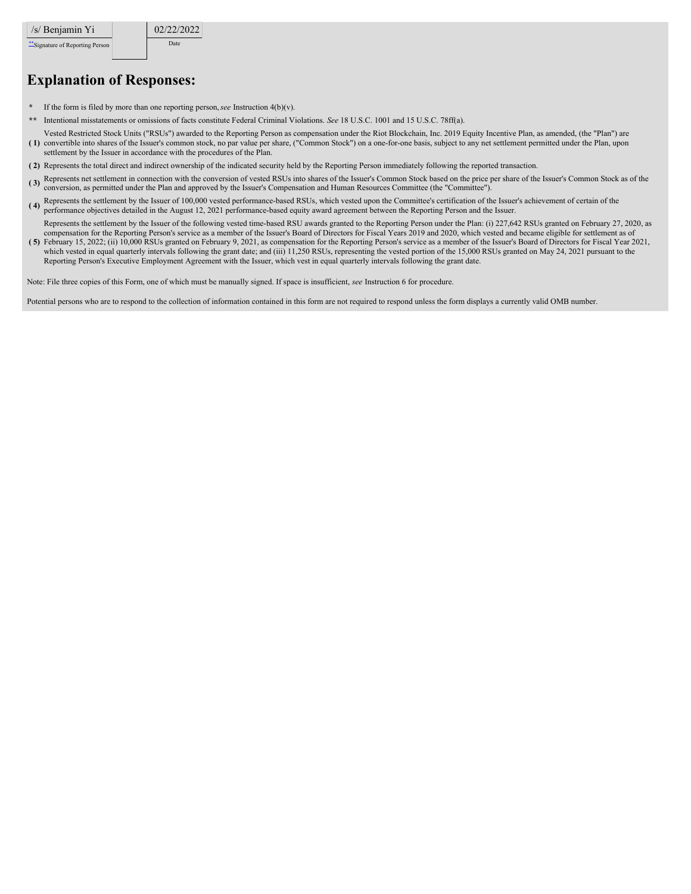| /s/ Benjamin Yi | | 02/22/2022 |
| --- | --- | --- |
| ** Signature of Reporting Person | | Date |

# Explanation of Responses:

\* If the form is filed by more than one reporting person, *see* Instruction 4(b)(v).

** Intentional misstatements or omissions of facts constitute Federal Criminal Violations. *See* 18 U.S.C. 1001 and 15 U.S.C. 78ff(a).

( 1) Vested Restricted Stock Units ("RSUs") awarded to the Reporting Person as compensation under the Riot Blockchain, Inc. 2019 Equity Incentive Plan, as amended, (the "Plan") are convertible into shares of the Issuer's common stock, no par value per share, ("Common Stock") on a one-for-one basis, subject to any net settlement permitted under the Plan, upon settlement by the Issuer in accordance with the procedures of the Plan.

( 2) Represents the total direct and indirect ownership of the indicated security held by the Reporting Person immediately following the reported transaction.

( 3) Represents net settlement in connection with the conversion of vested RSUs into shares of the Issuer's Common Stock based on the price per share of the Issuer's Common Stock as of the conversion, as permitted under the Plan and approved by the Issuer's Compensation and Human Resources Committee (the "Committee").

( 4) Represents the settlement by the Issuer of 100,000 vested performance-based RSUs, which vested upon the Committee's certification of the Issuer's achievement of certain of the performance objectives detailed in the August 12, 2021 performance-based equity award agreement between the Reporting Person and the Issuer.

( 5) Represents the settlement by the Issuer of the following vested time-based RSU awards granted to the Reporting Person under the Plan: (i) 227,642 RSUs granted on February 27, 2020, as compensation for the Reporting Person's service as a member of the Issuer's Board of Directors for Fiscal Years 2019 and 2020, which vested and became eligible for settlement as of February 15, 2022; (ii) 10,000 RSUs granted on February 9, 2021, as compensation for the Reporting Person's service as a member of the Issuer's Board of Directors for Fiscal Year 2021, which vested in equal quarterly intervals following the grant date; and (iii) 11,250 RSUs, representing the vested portion of the 15,000 RSUs granted on May 24, 2021 pursuant to the Reporting Person's Executive Employment Agreement with the Issuer, which vest in equal quarterly intervals following the grant date.

Note: File three copies of this Form, one of which must be manually signed. If space is insufficient, *see* Instruction 6 for procedure.

Potential persons who are to respond to the collection of information contained in this form are not required to respond unless the form displays a currently valid OMB number.